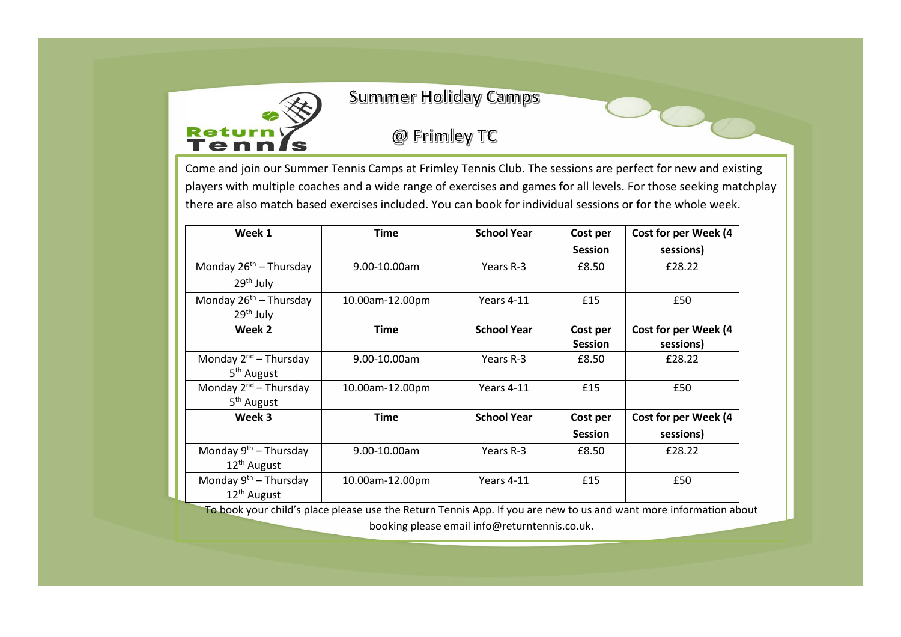# Summer Holiday Camps

## @ Frimley TC

Come and join our Summer Tennis Camps at Frimley Tennis Club. The sessions are perfect for new and existing players with multiple coaches and a wide range of exercises and games for all levels. For those seeking matchplay there are also match based exercises included. You can book for individual sessions or for the whole week.

| Week 1 | Time | School Year | Cost per Session | Cost for per Week (4 sessions) |
|---|---|---|---|---|
| Monday 26th – Thursday 29th July | 9.00-10.00am | Years R-3 | £8.50 | £28.22 |
| Monday 26th – Thursday 29th July | 10.00am-12.00pm | Years 4-11 | £15 | £50 |
| **Week 2** | **Time** | **School Year** | **Cost per Session** | **Cost for per Week (4 sessions)** |
| Monday 2nd – Thursday 5th August | 9.00-10.00am | Years R-3 | £8.50 | £28.22 |
| Monday 2nd – Thursday 5th August | 10.00am-12.00pm | Years 4-11 | £15 | £50 |
| **Week 3** | **Time** | **School Year** | **Cost per Session** | **Cost for per Week (4 sessions)** |
| Monday 9th – Thursday 12th August | 9.00-10.00am | Years R-3 | £8.50 | £28.22 |
| Monday 9th – Thursday 12th August | 10.00am-12.00pm | Years 4-11 | £15 | £50 |

To book your child's place please use the Return Tennis App. If you are new to us and want more information about booking please email info@returntennis.co.uk.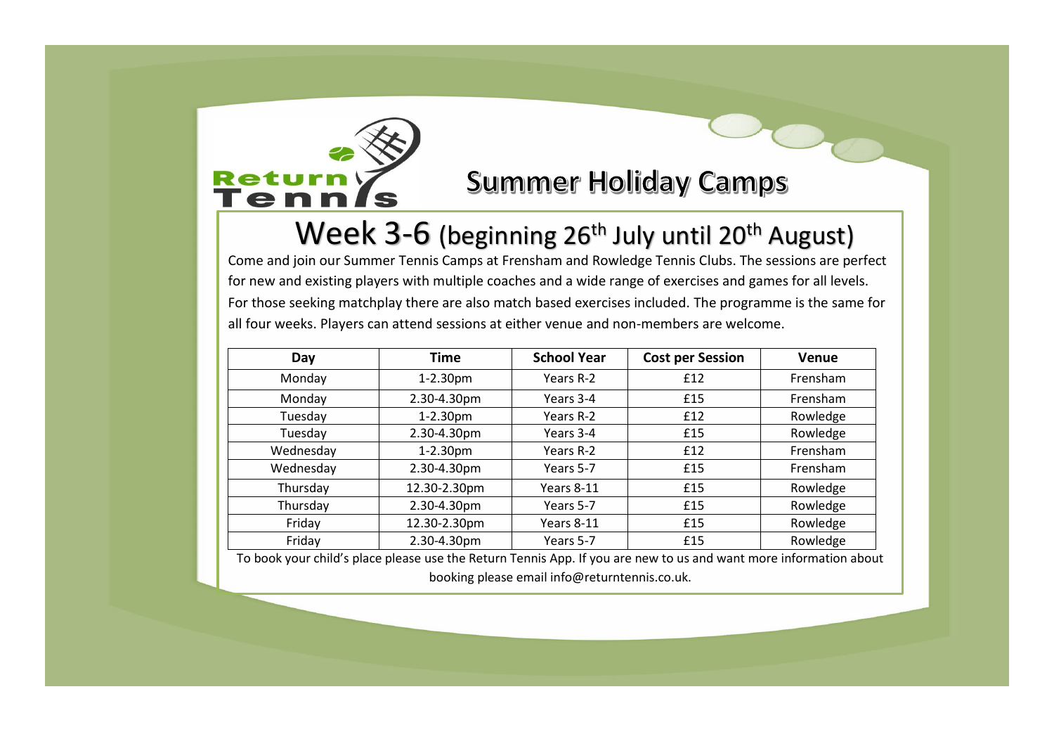Return Tennis

# Summer Holiday Camps

## Week 3-6 (beginning 26th July until 20th August)

Come and join our Summer Tennis Camps at Frensham and Rowledge Tennis Clubs. The sessions are perfect for new and existing players with multiple coaches and a wide range of exercises and games for all levels. For those seeking matchplay there are also match based exercises included. The programme is the same for all four weeks. Players can attend sessions at either venue and non-members are welcome.

| Day | Time | School Year | Cost per Session | Venue |
|---|---|---|---|---|
| Monday | 1-2.30pm | Years R-2 | £12 | Frensham |
| Monday | 2.30-4.30pm | Years 3-4 | £15 | Frensham |
| Tuesday | 1-2.30pm | Years R-2 | £12 | Rowledge |
| Tuesday | 2.30-4.30pm | Years 3-4 | £15 | Rowledge |
| Wednesday | 1-2.30pm | Years R-2 | £12 | Frensham |
| Wednesday | 2.30-4.30pm | Years 5-7 | £15 | Frensham |
| Thursday | 12.30-2.30pm | Years 8-11 | £15 | Rowledge |
| Thursday | 2.30-4.30pm | Years 5-7 | £15 | Rowledge |
| Friday | 12.30-2.30pm | Years 8-11 | £15 | Rowledge |
| Friday | 2.30-4.30pm | Years 5-7 | £15 | Rowledge |

To book your child's place please use the Return Tennis App. If you are new to us and want more information about booking please email info@returntennis.co.uk.